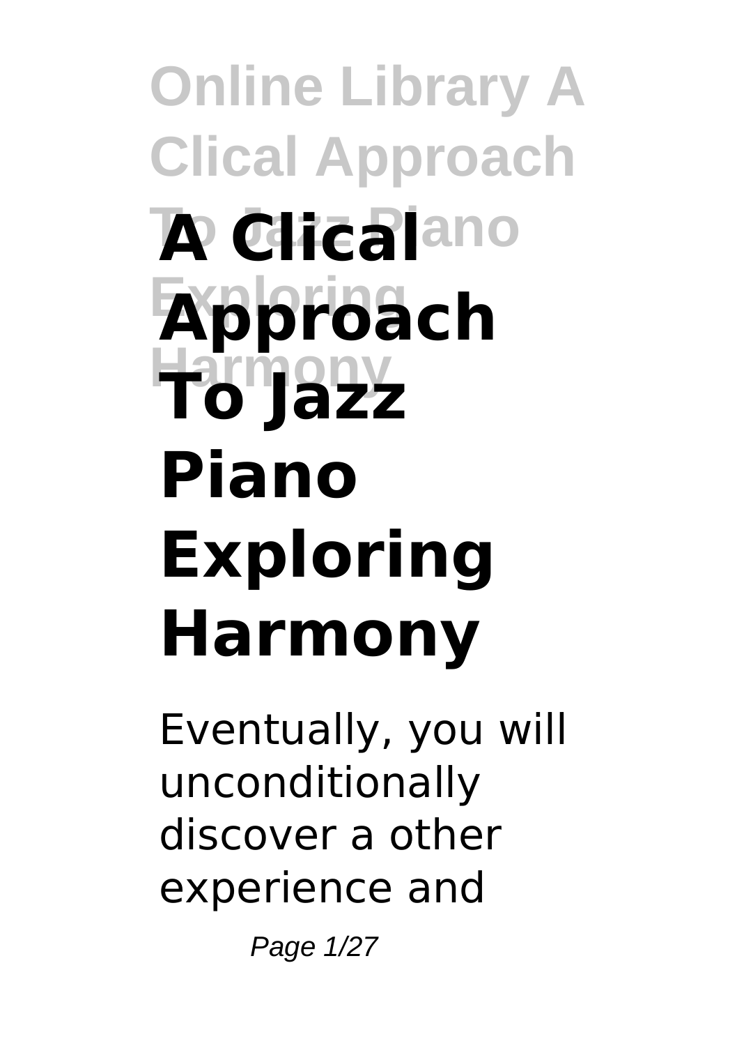# A Clical Approach To Jazz Piano Exploring Harmony

Eventually, you will unconditionally discover a other experience and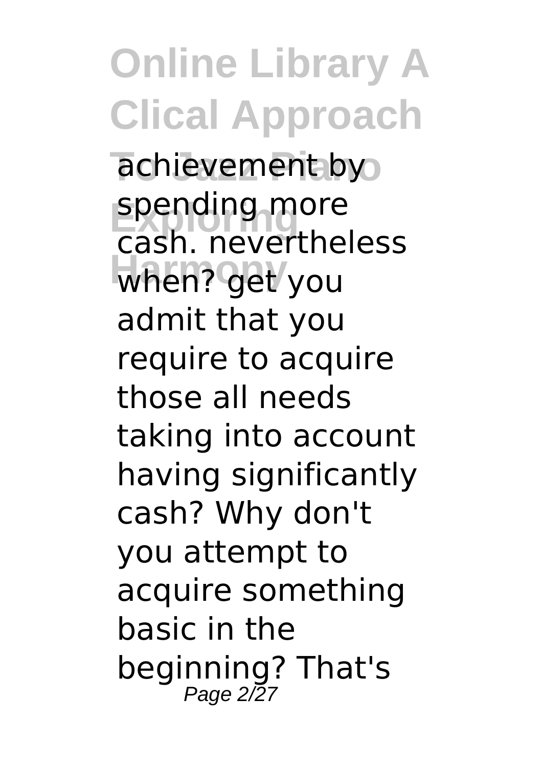achievement by spending more cash. nevertheless when? get you admit that you require to acquire those all needs taking into account having significantly cash? Why don't you attempt to acquire something basic in the beginning? That's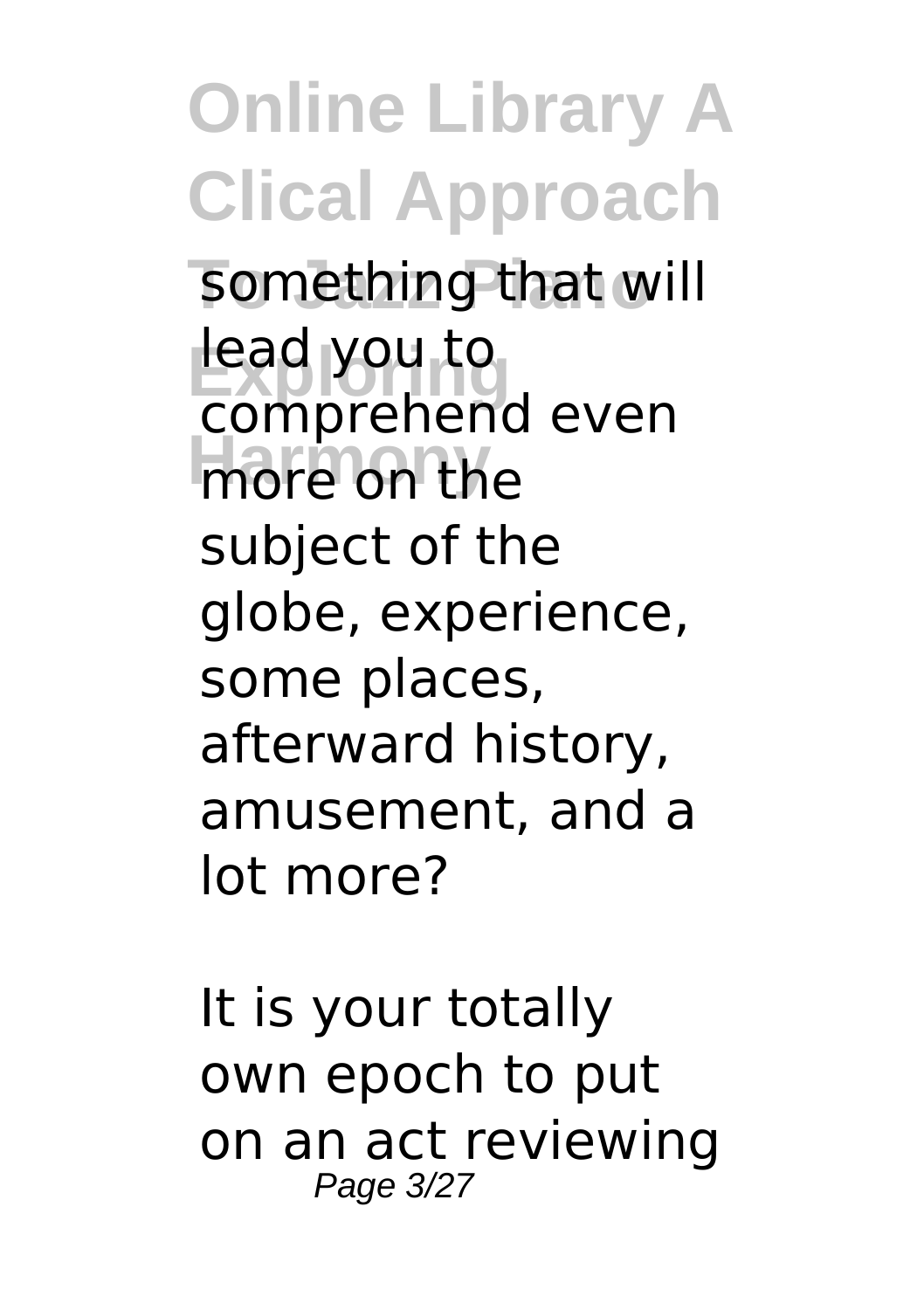something that will lead you to comprehend even more on the subject of the globe, experience, some places, afterward history, amusement, and a lot more?

It is your totally own epoch to put on an act reviewing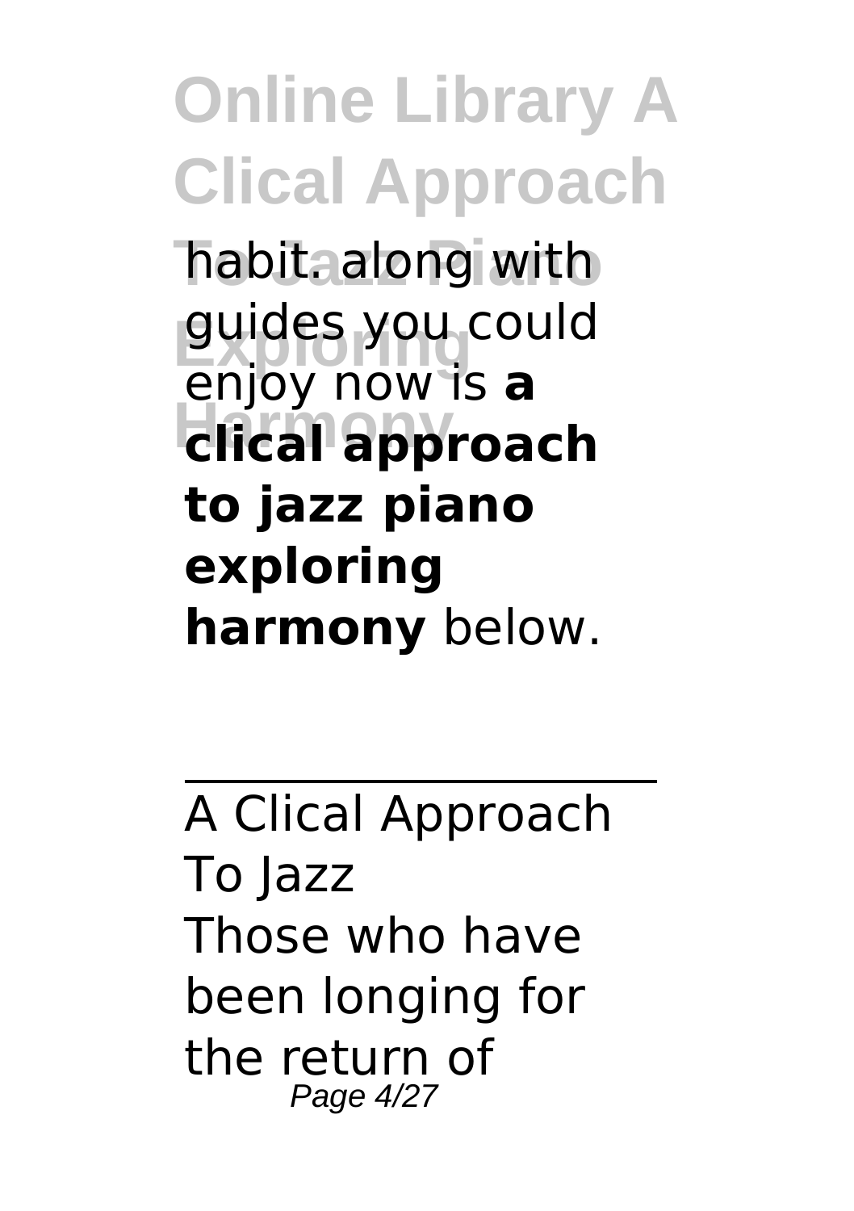habit. along with guides you could enjoy now is **a clical approach to jazz piano exploring harmony** below.

---

A Clical Approach To Jazz

Those who have been longing for the return of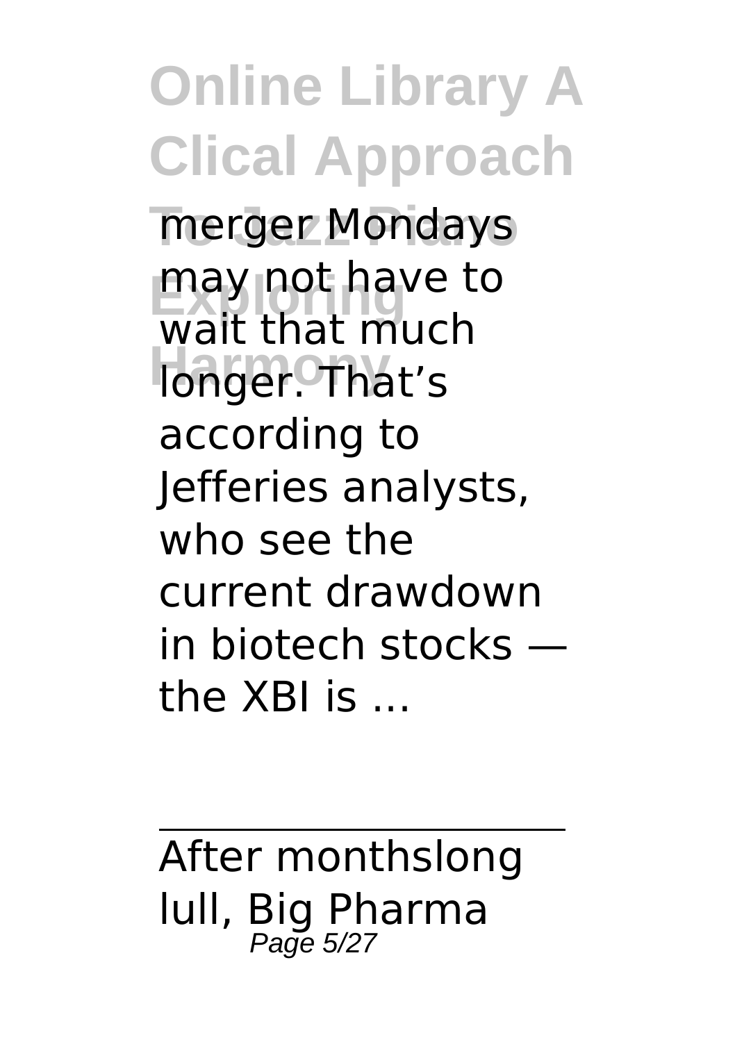merger Mondays may not have to wait that much longer. That’s according to Jefferies analysts, who see the current drawdown in biotech stocks — the XBI is ...

---

After monthslong lull, Big Pharma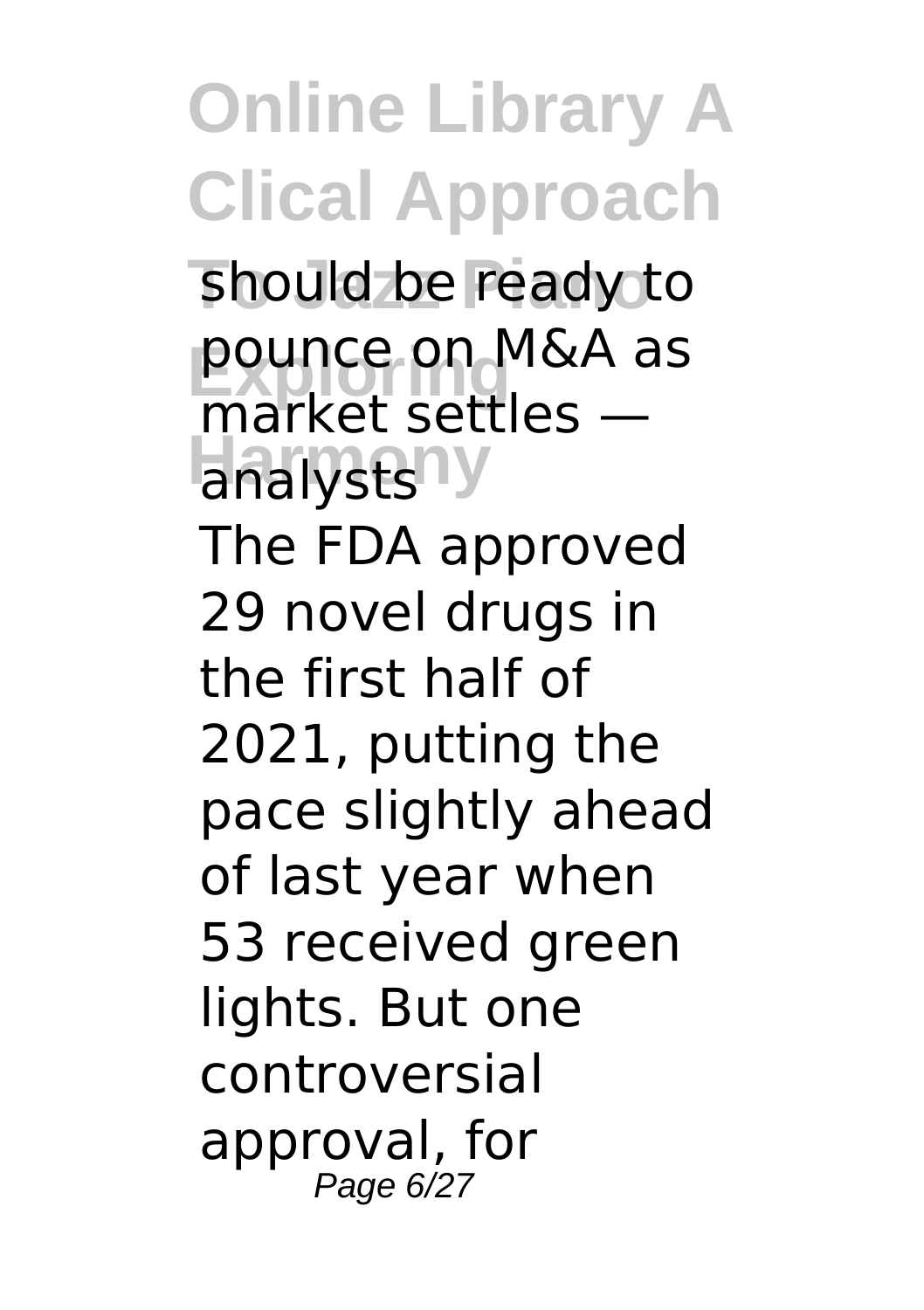should be ready to pounce on M&A as market settles — analysts

The FDA approved 29 novel drugs in the first half of 2021, putting the pace slightly ahead of last year when 53 received green lights. But one controversial approval, for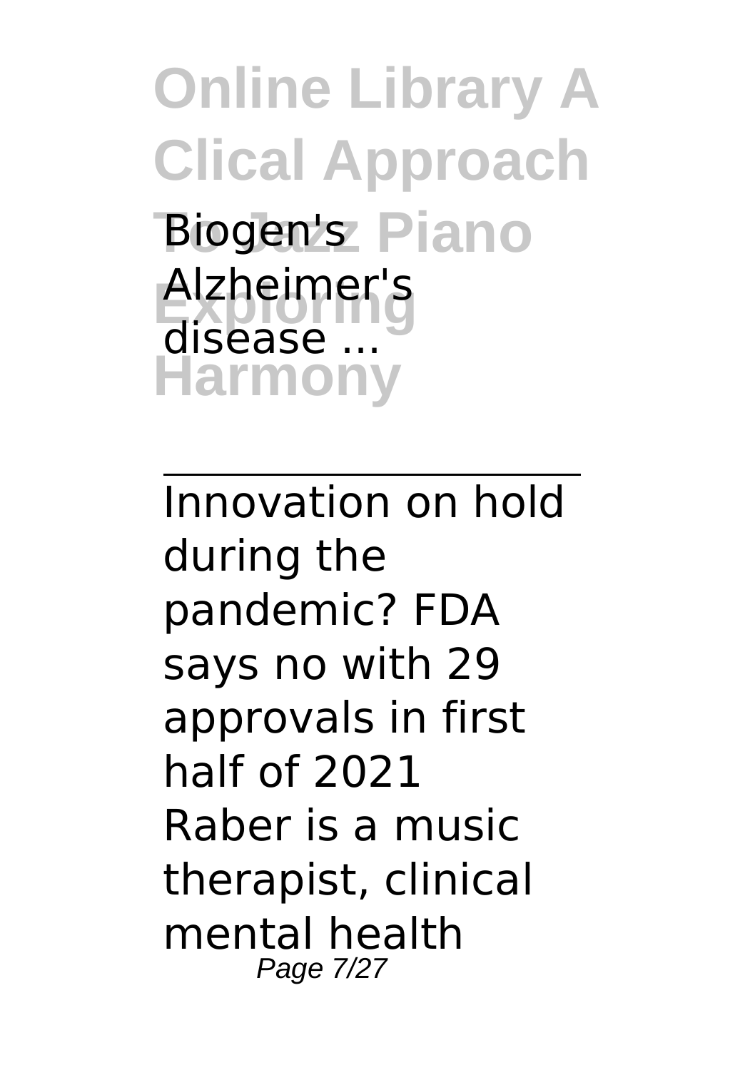Biogen's Alzheimer's disease ...

---

Innovation on hold during the pandemic? FDA says no with 29 approvals in first half of 2021

Raber is a music therapist, clinical mental health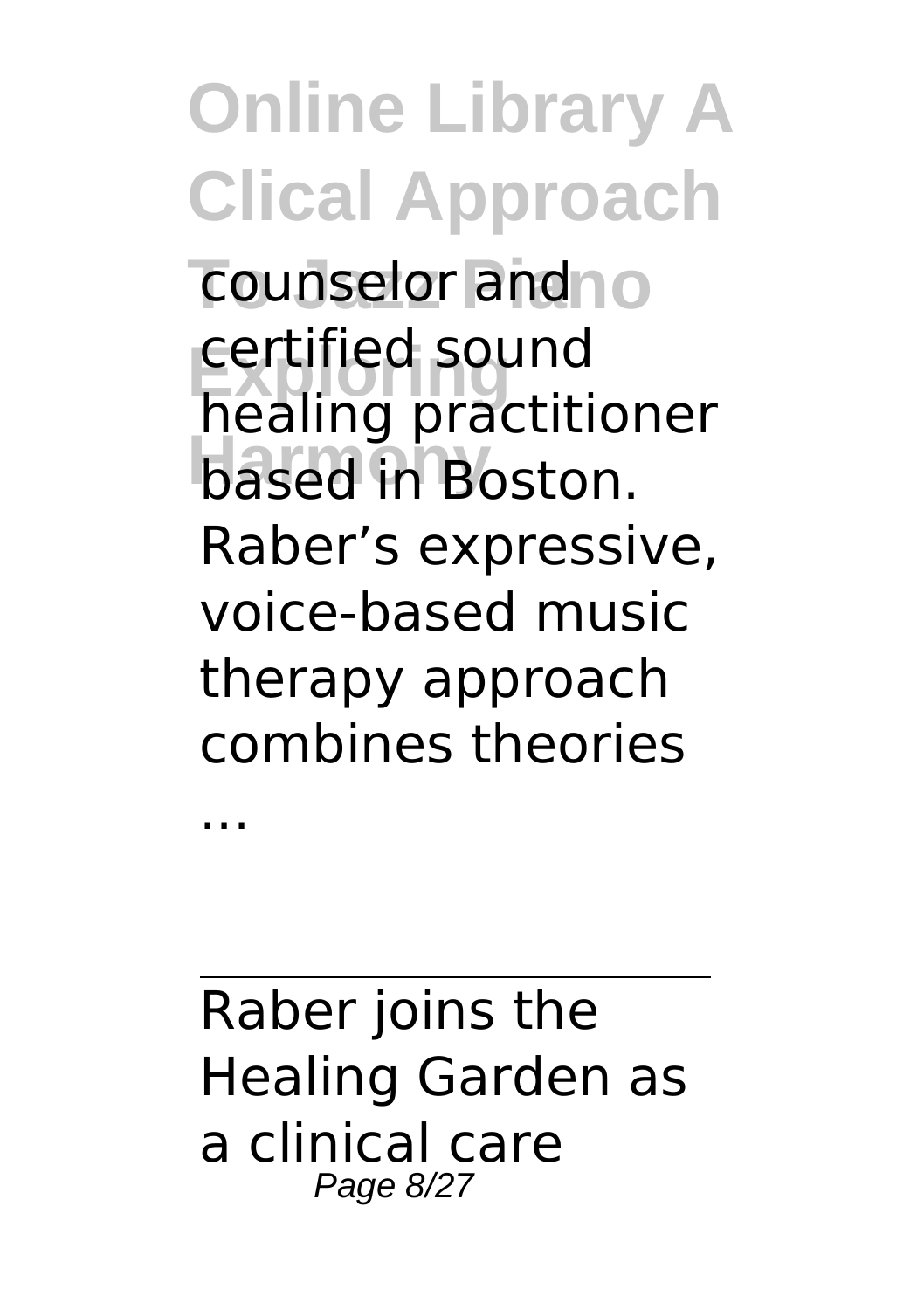counselor and certified sound healing practitioner based in Boston. Raber's expressive, voice-based music therapy approach combines theories ...

Raber joins the Healing Garden as a clinical care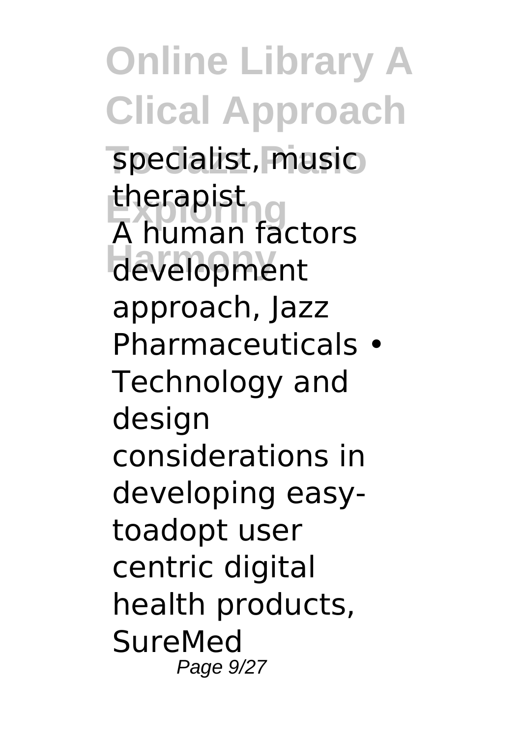specialist, music therapist

A human factors development approach, Jazz Pharmaceuticals • Technology and design considerations in developing easy-toadopt user centric digital health products, SureMed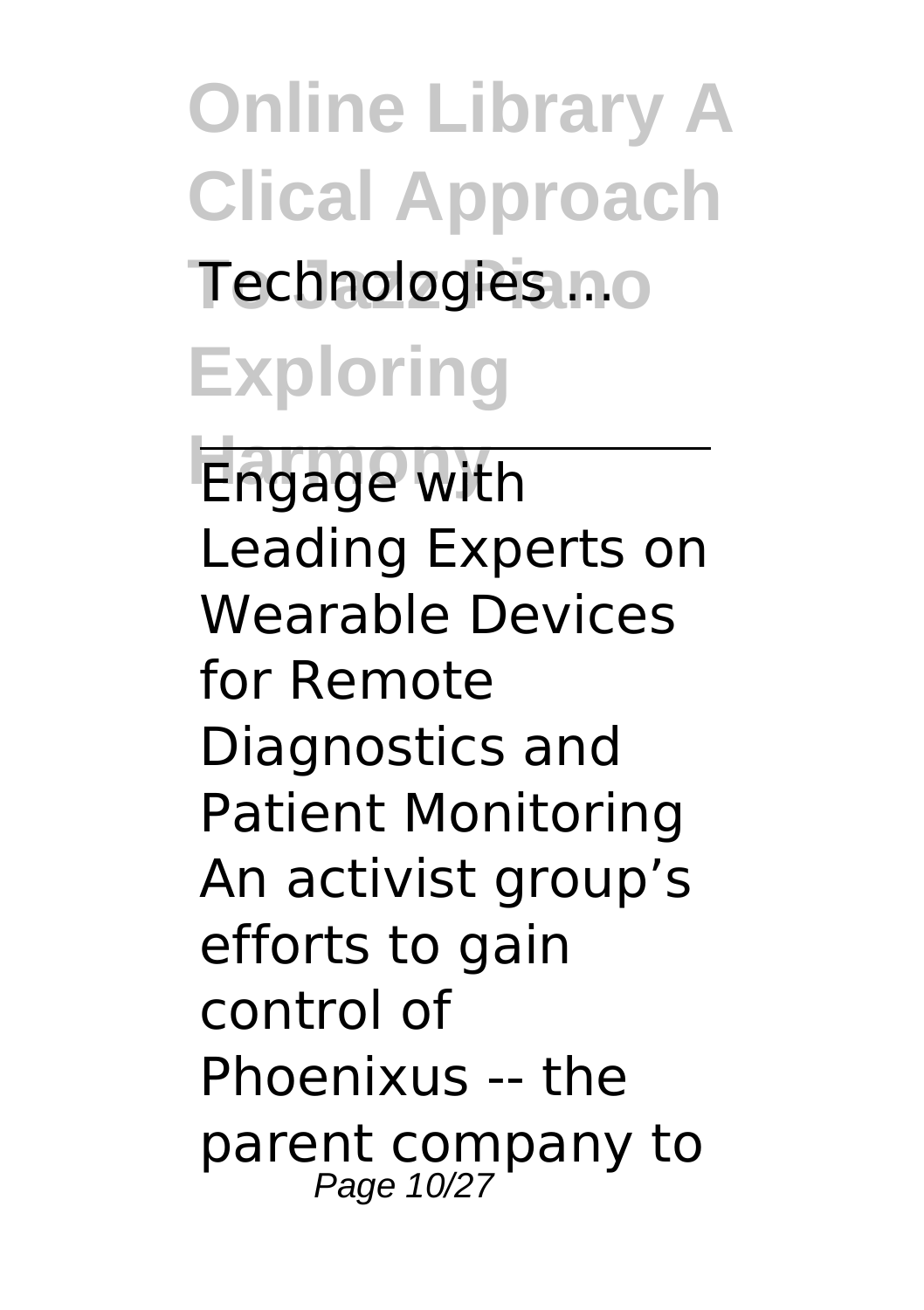Technologies ...

---

Engage with Leading Experts on Wearable Devices for Remote Diagnostics and Patient Monitoring
An activist group's efforts to gain control of Phoenixus -- the parent company to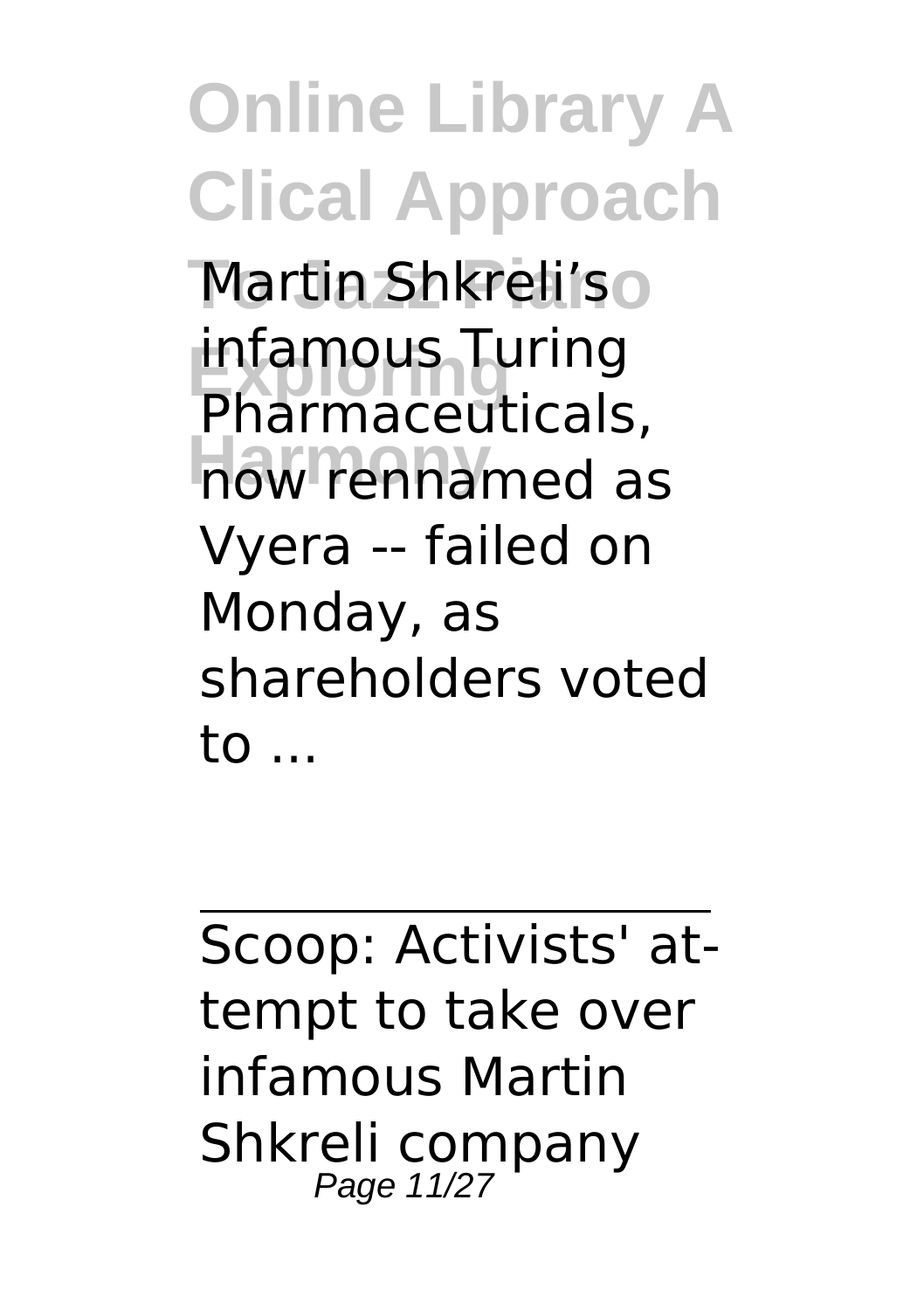Martin Shkreli's infamous Turing Pharmaceuticals, now rennamed as Vyera -- failed on Monday, as shareholders voted to ...

---

Scoop: Activists' attempt to take over infamous Martin Shkreli company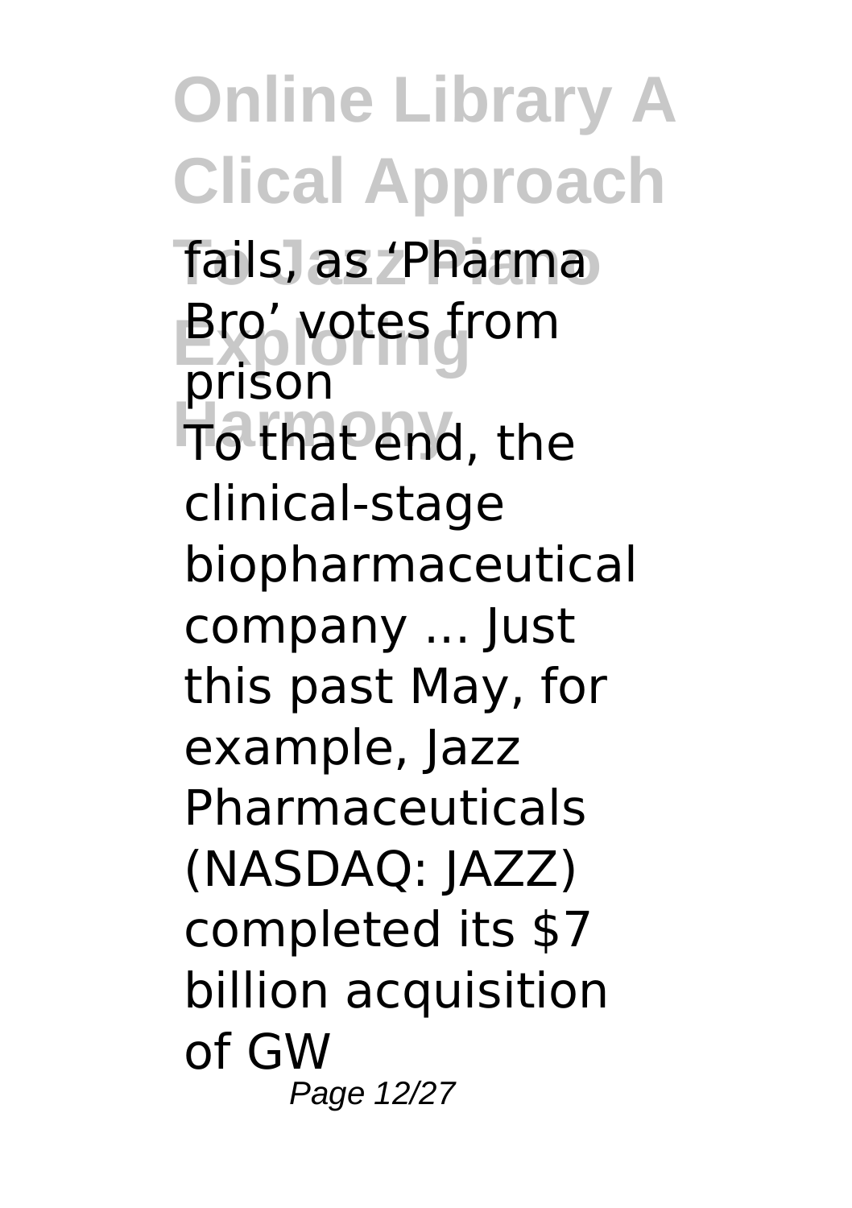fails, as 'Pharma Bro' votes from prison

To that end, the clinical-stage biopharmaceutical company ... Just this past May, for example, Jazz Pharmaceuticals (NASDAQ: JAZZ) completed its $7 billion acquisition of GW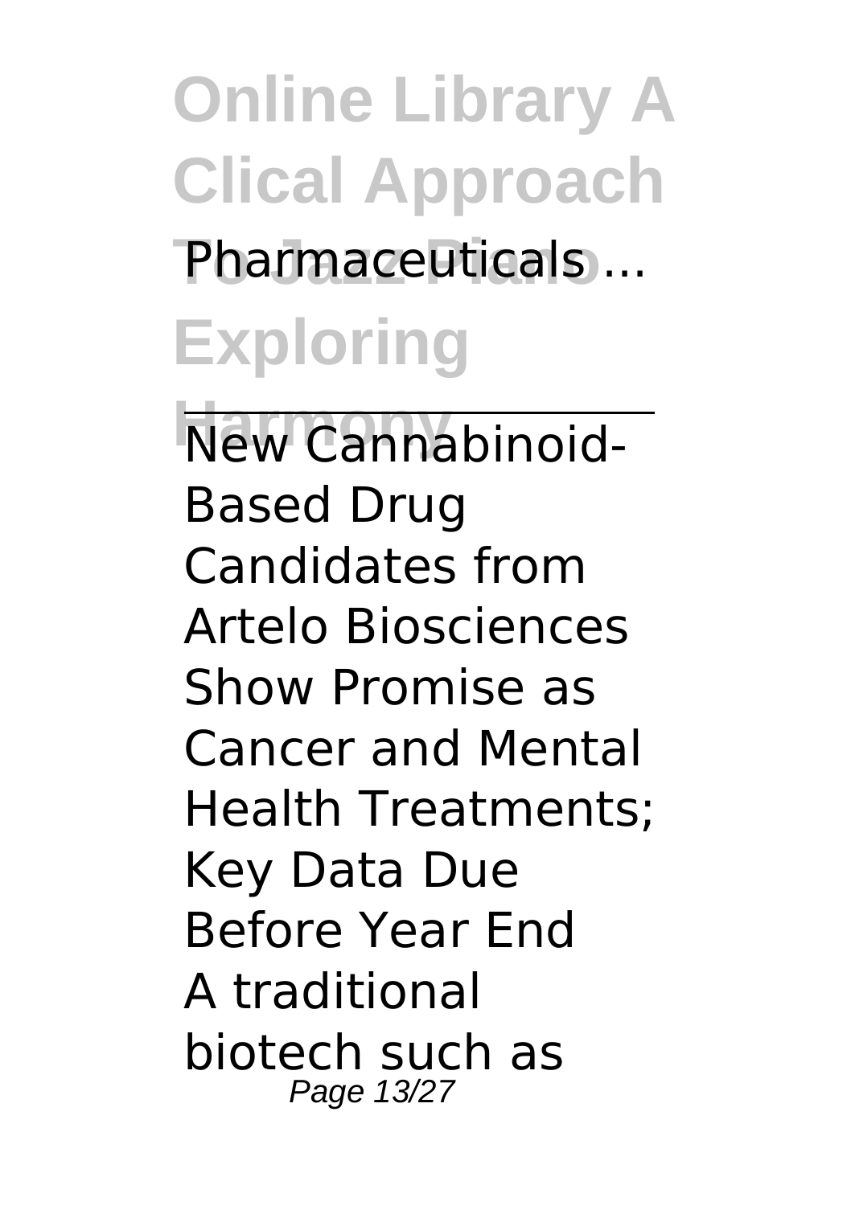Pharmaceuticals ...

New Cannabinoid-Based Drug Candidates from Artelo Biosciences Show Promise as Cancer and Mental Health Treatments; Key Data Due Before Year End

A traditional biotech such as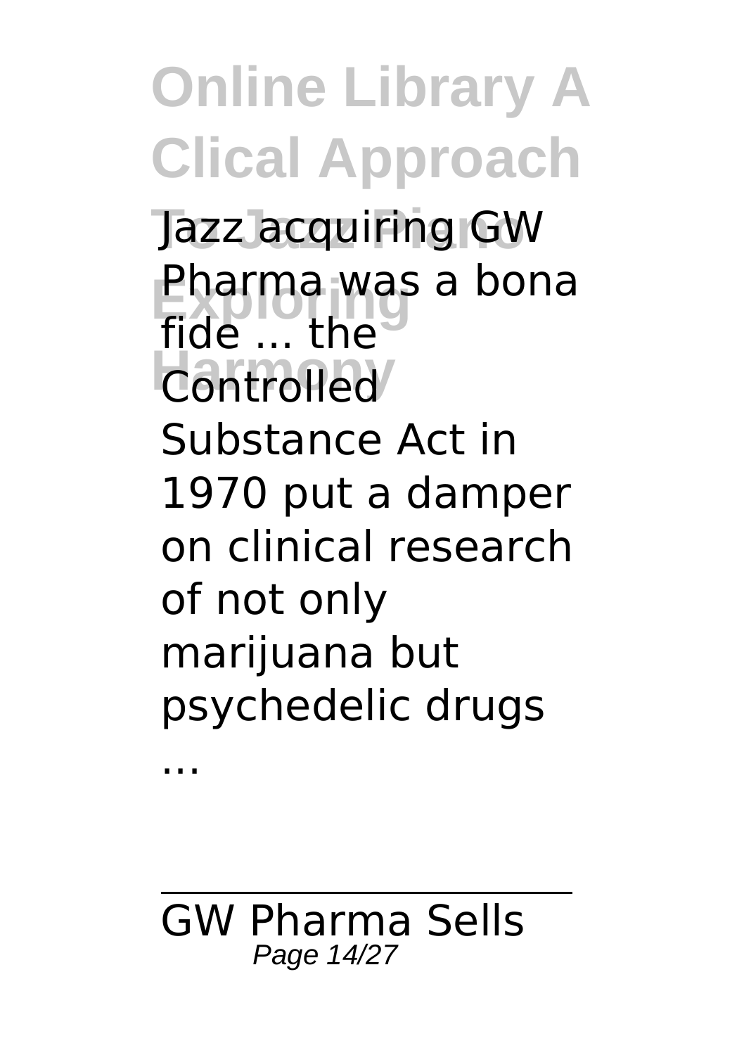Jazz acquiring GW Pharma was a bona fide ... the Controlled Substance Act in 1970 put a damper on clinical research of not only marijuana but psychedelic drugs ...

GW Pharma Sells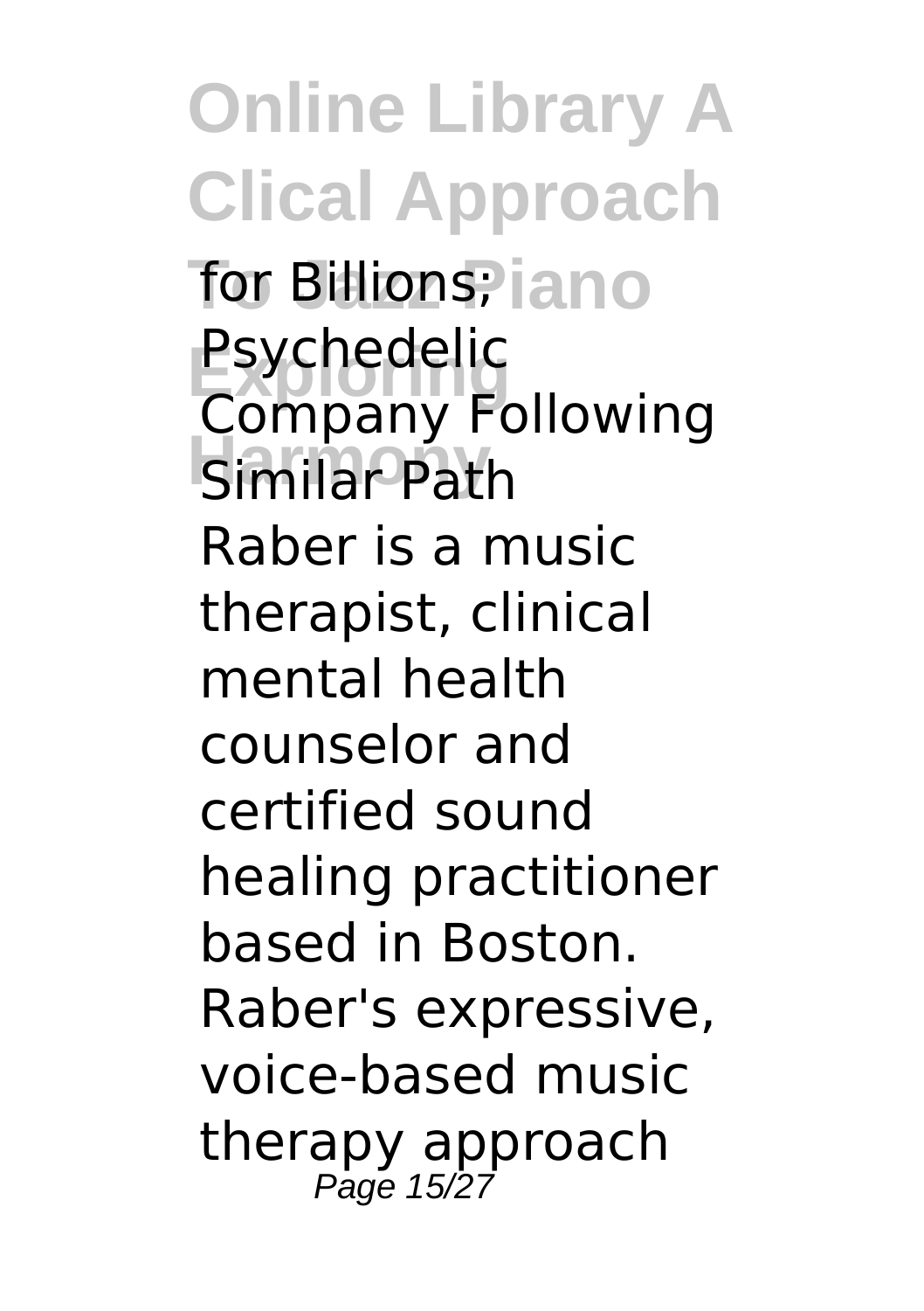for Billions; Psychedelic Company Following Similar Path

Raber is a music therapist, clinical mental health counselor and certified sound healing practitioner based in Boston. Raber's expressive, voice-based music therapy approach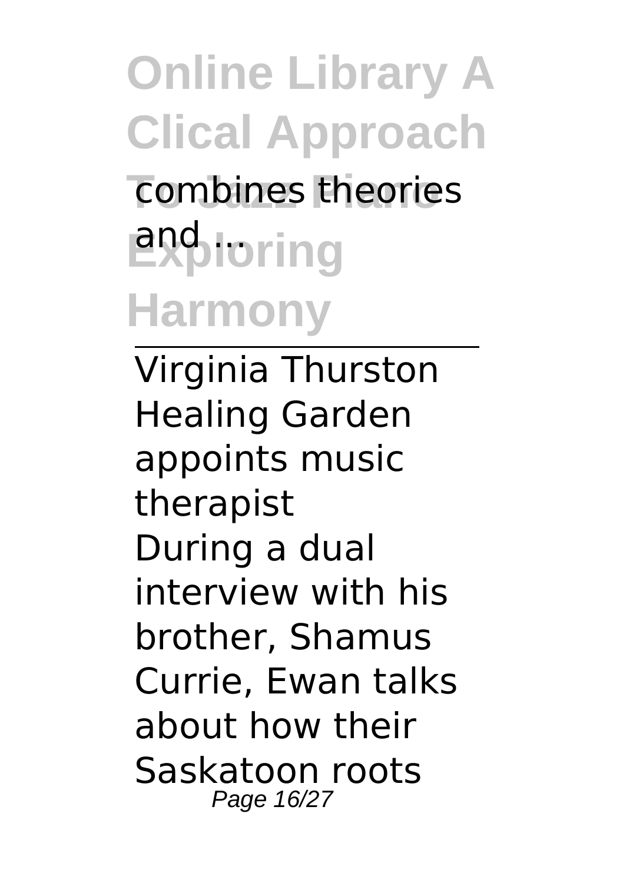combines theories and ...

Virginia Thurston Healing Garden appoints music therapist

During a dual interview with his brother, Shamus Currie, Ewan talks about how their Saskatoon roots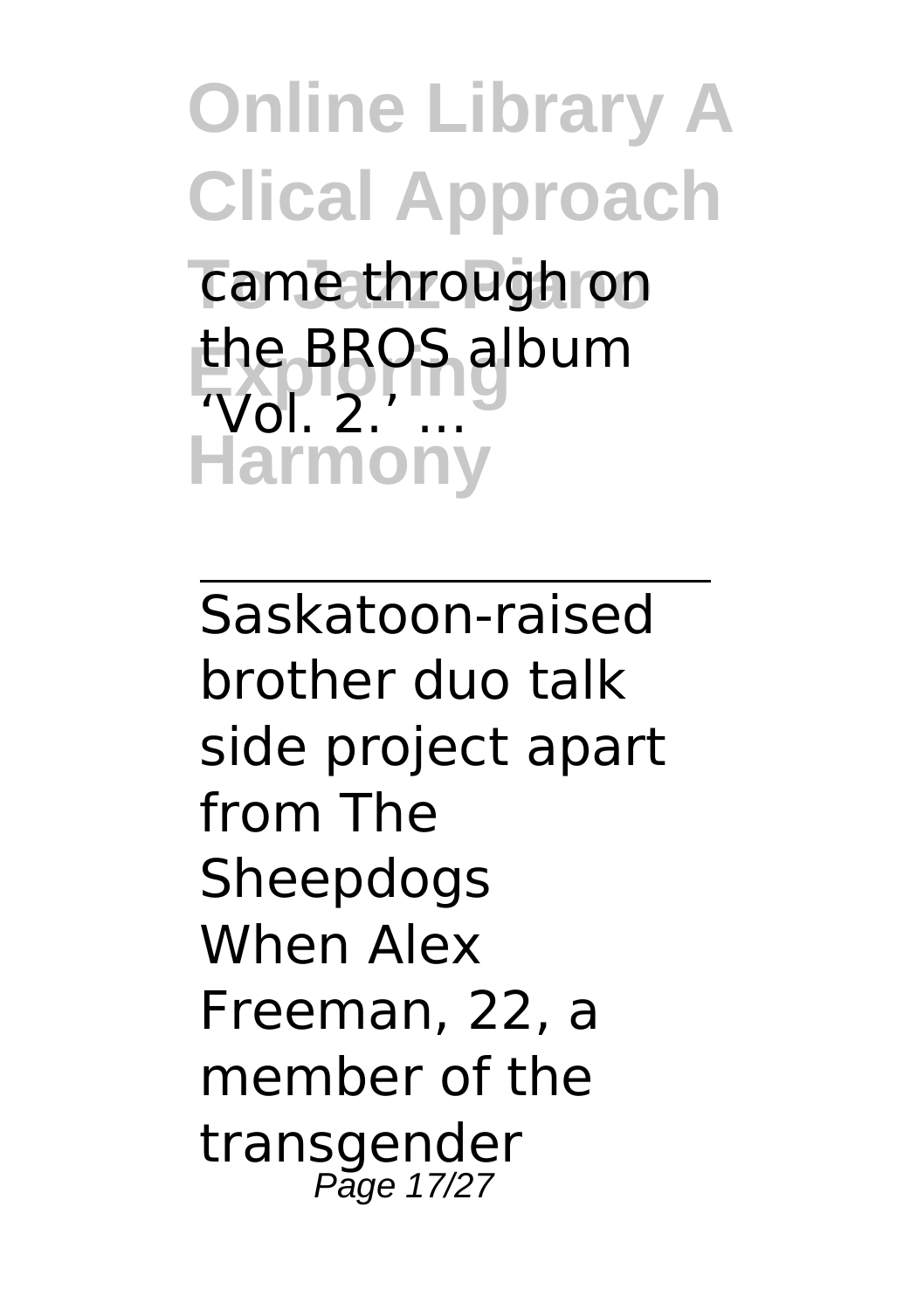came through on the BROS album 'Vol. 2.' ...

---

Saskatoon-raised brother duo talk side project apart from The Sheepdogs

When Alex Freeman, 22, a member of the transgender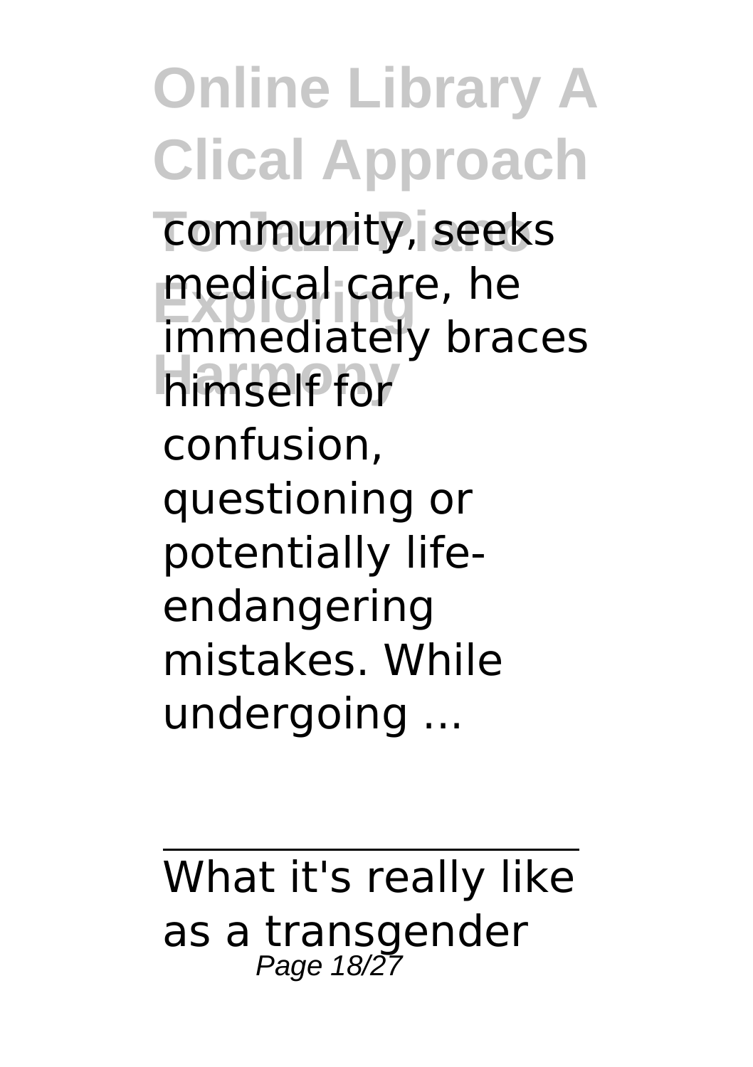community, seeks medical care, he immediately braces himself for confusion, questioning or potentially life-endangering mistakes. While undergoing ...

---

What it's really like as a transgender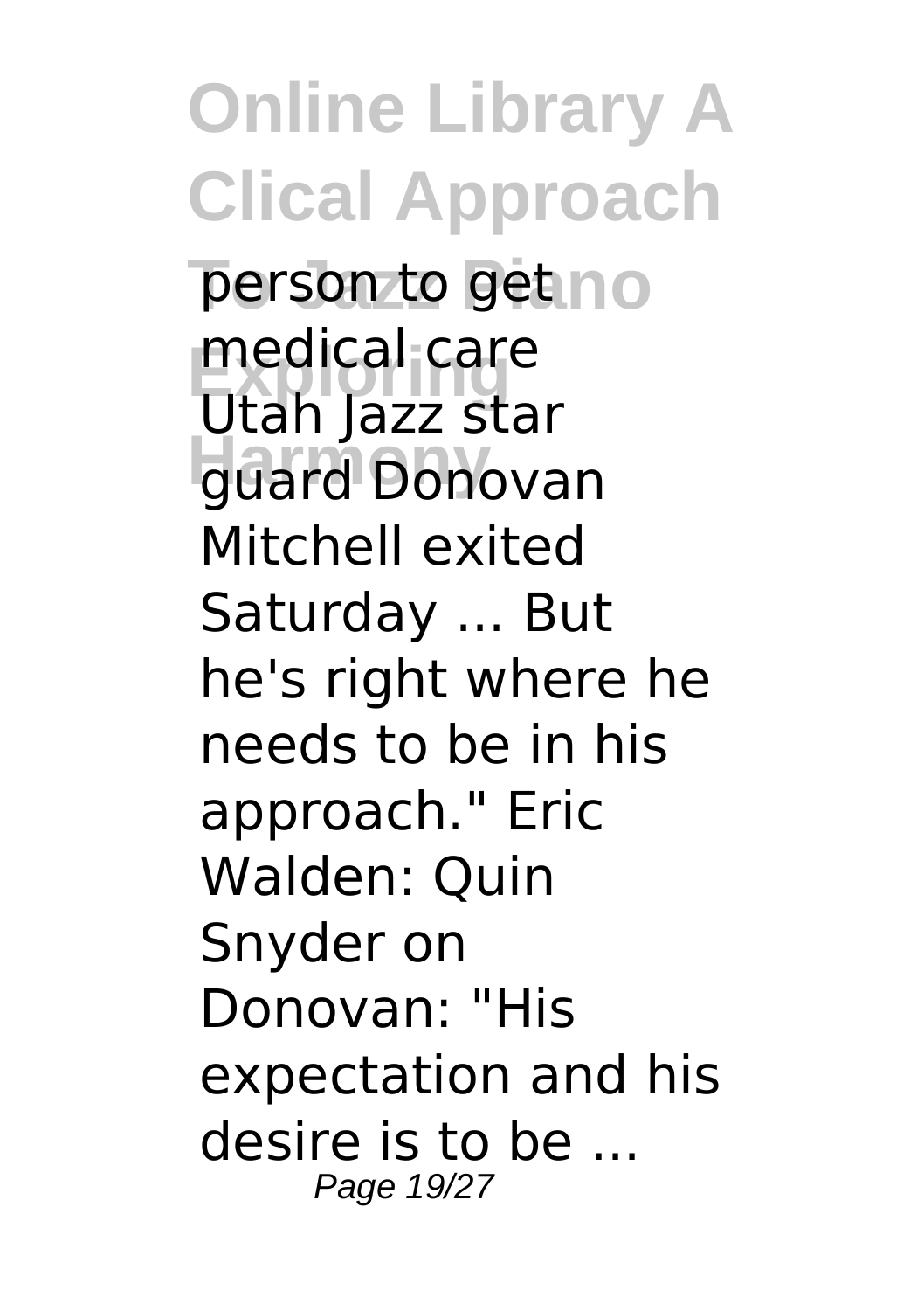person to get medical care
Utah Jazz star guard Donovan Mitchell exited Saturday ... But he's right where he needs to be in his approach." Eric Walden: Quin Snyder on Donovan: "His expectation and his desire is to be ...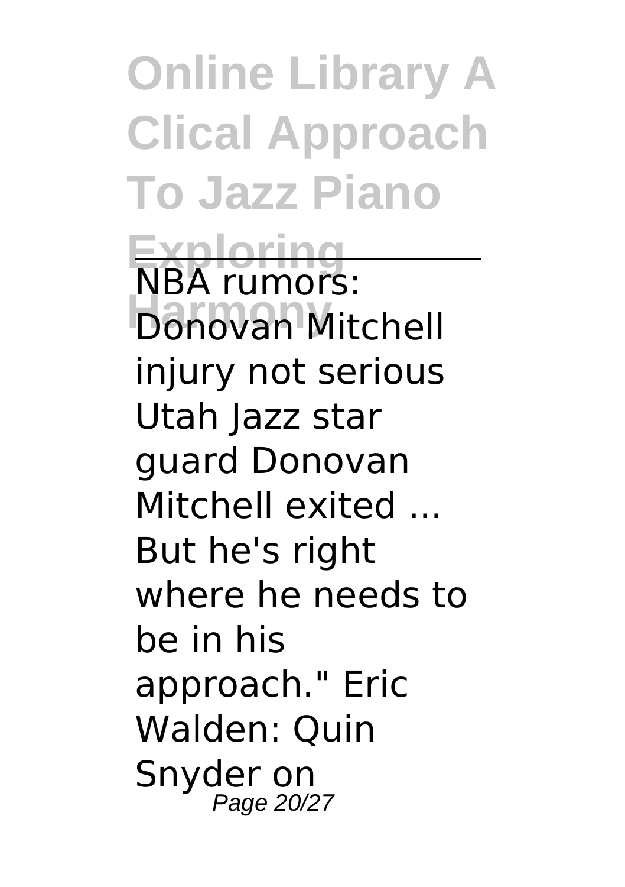# Online Library A Clical Approach To Jazz Piano Exploring Harmony

NBA rumors: Donovan Mitchell injury not serious

Utah Jazz star guard Donovan Mitchell exited ... But he's right where he needs to be in his approach." Eric Walden: Quin Snyder on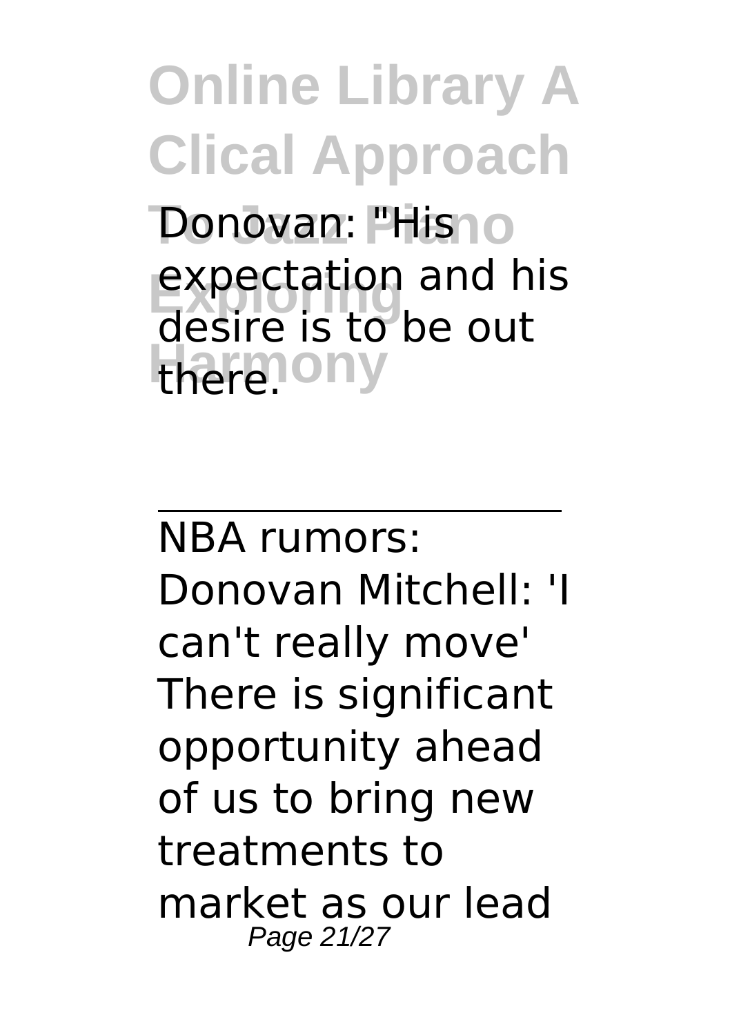Donovan: "His expectation and his desire is to be out there.

---

NBA rumors: Donovan Mitchell: 'I can't really move'
There is significant opportunity ahead of us to bring new treatments to market as our lead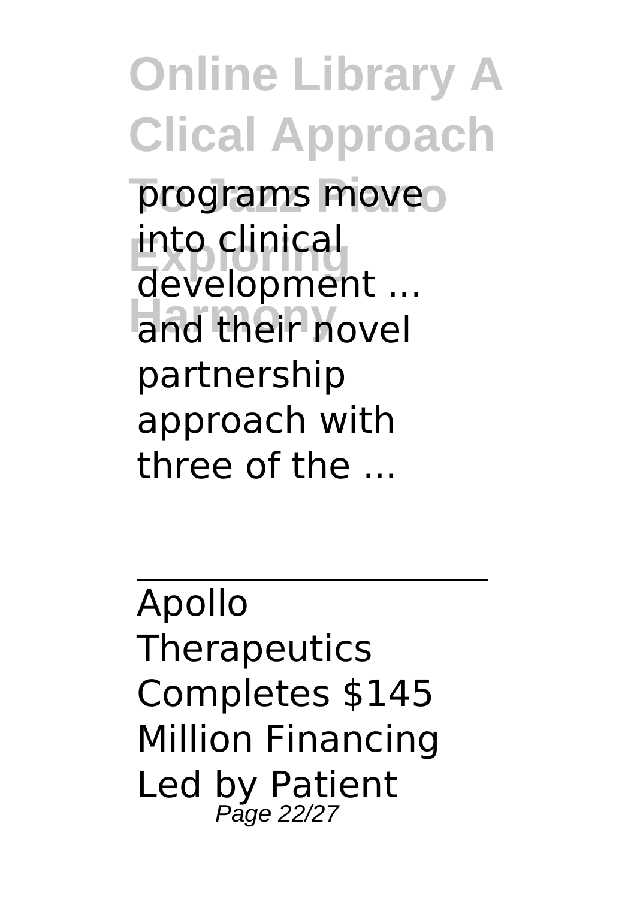programs move into clinical development ... and their novel partnership approach with three of the ...

---

Apollo Therapeutics Completes $145 Million Financing Led by Patient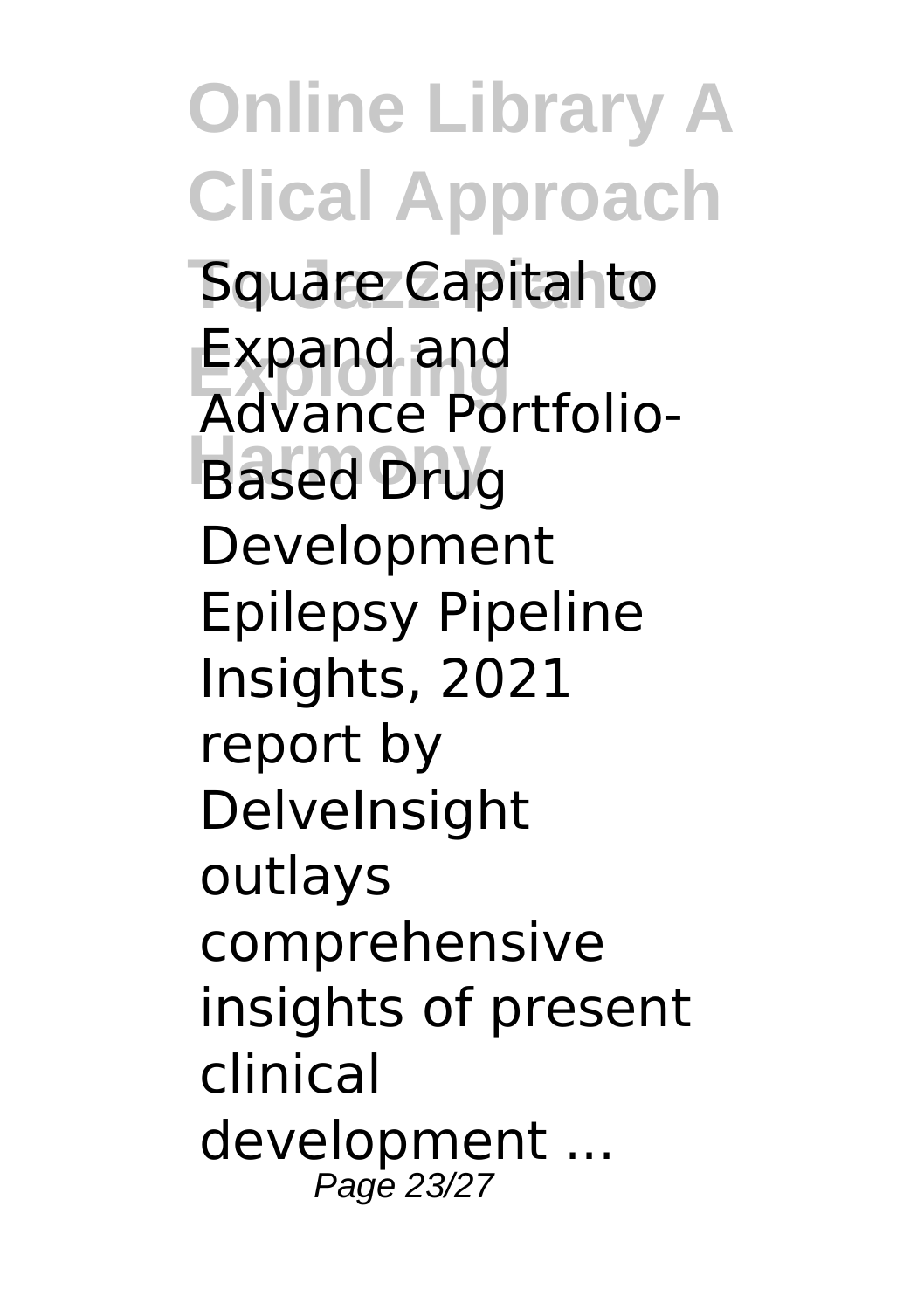Square Capital to Expand and Advance Portfolio-Based Drug Development

Epilepsy Pipeline Insights, 2021 report by DelveInsight outlays comprehensive insights of present clinical development ...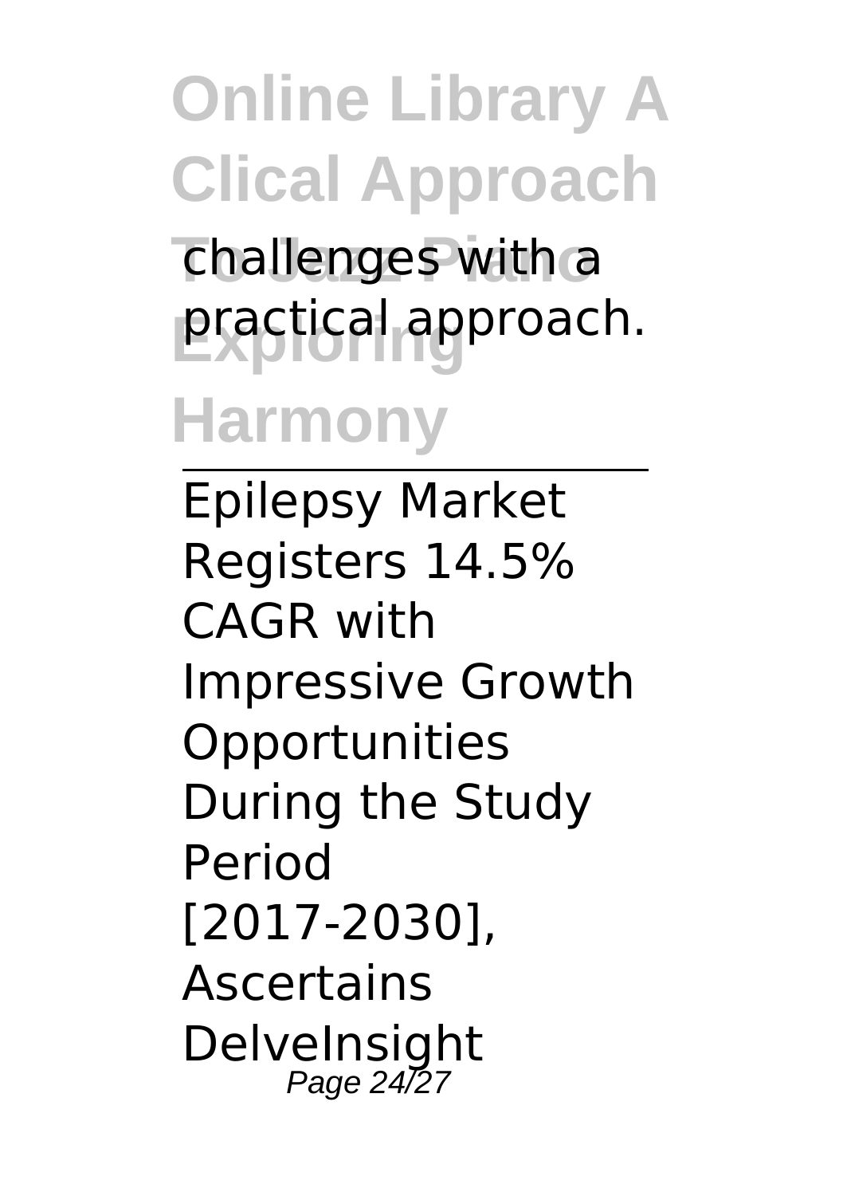challenges with a practical approach.

Epilepsy Market Registers 14.5% CAGR with Impressive Growth Opportunities During the Study Period [2017-2030], Ascertains DelveInsight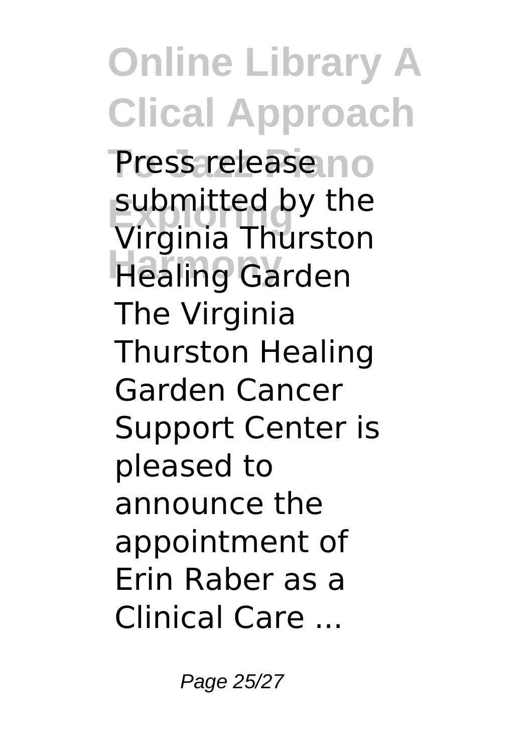Press release submitted by the Virginia Thurston Healing Garden The Virginia Thurston Healing Garden Cancer Support Center is pleased to announce the appointment of Erin Raber as a Clinical Care ...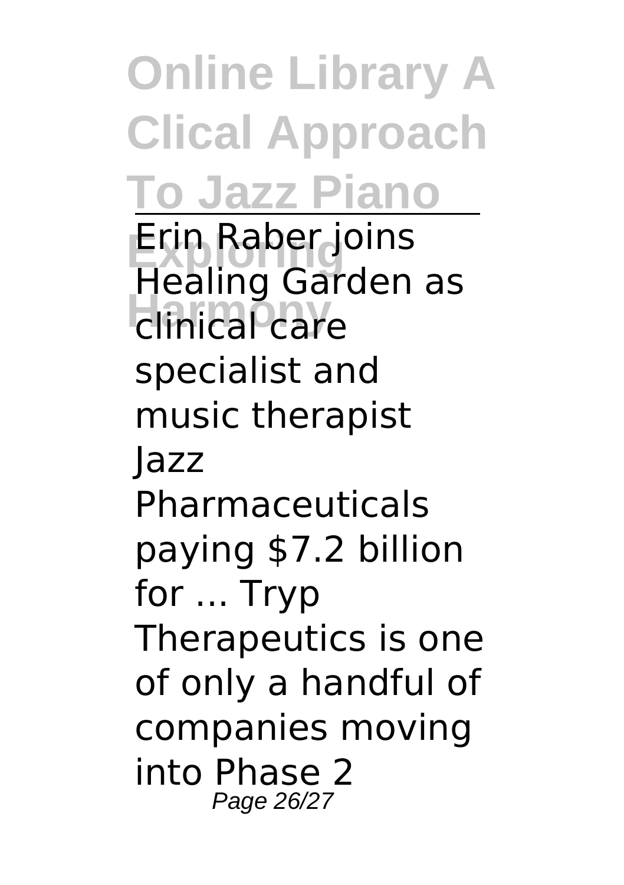Erin Raber joins Healing Garden as clinical care specialist and music therapist

Jazz Pharmaceuticals paying $7.2 billion for ... Tryp Therapeutics is one of only a handful of companies moving into Phase 2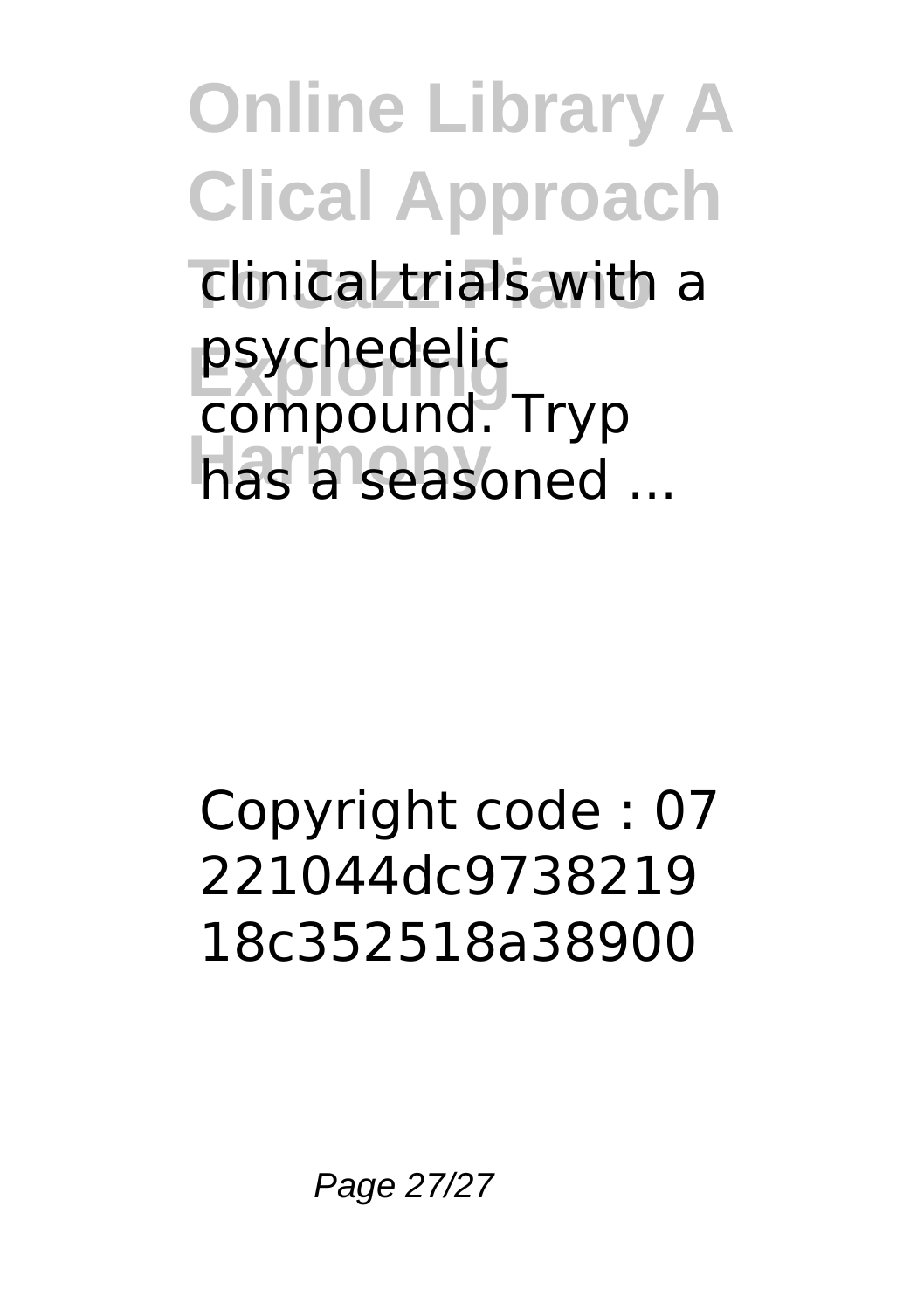clinical trials with a psychedelic compound. Tryp has a seasoned ...

Copyright code : 07221044dc973821918c352518a38900